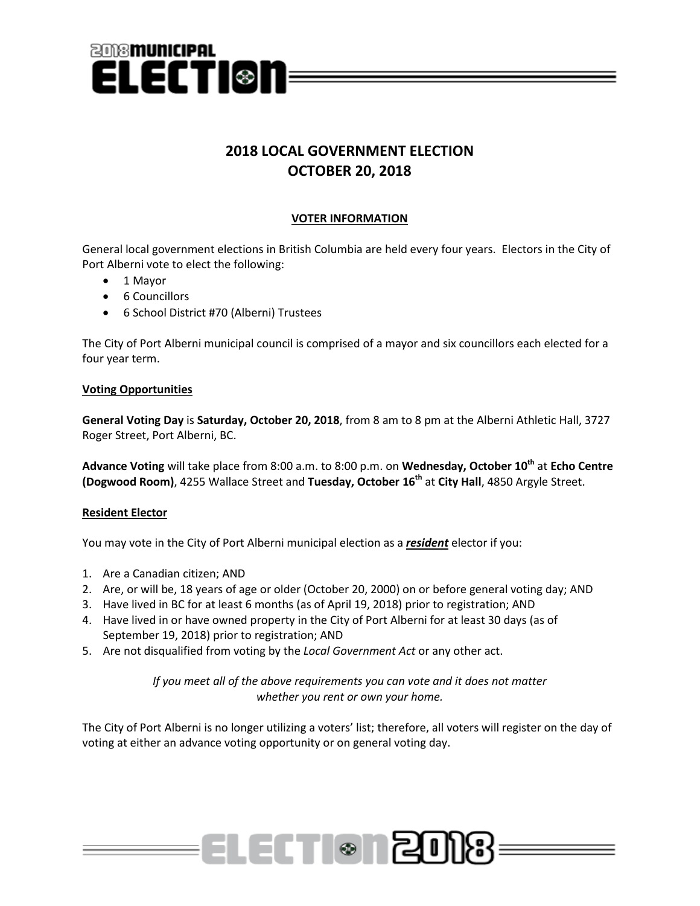# 2018 LOCAL GOVERNMENT ELECTION
# OCTOBER 20, 2018

## VOTER INFORMATION

General local government elections in British Columbia are held every four years. Electors in the City of Port Alberni vote to elect the following:

- 1 Mayor
- 6 Councillors
- 6 School District #70 (Alberni) Trustees

The City of Port Alberni municipal council is comprised of a mayor and six councillors each elected for a four year term.

### Voting Opportunities

**General Voting Day** is **Saturday, October 20, 2018**, from 8 am to 8 pm at the Alberni Athletic Hall, 3727 Roger Street, Port Alberni, BC.

**Advance Voting** will take place from 8:00 a.m. to 8:00 p.m. on **Wednesday, October 10th** at **Echo Centre (Dogwood Room)**, 4255 Wallace Street and **Tuesday, October 16th** at **City Hall**, 4850 Argyle Street.

### Resident Elector

You may vote in the City of Port Alberni municipal election as a ***resident*** elector if you:

1. Are a Canadian citizen; AND
2. Are, or will be, 18 years of age or older (October 20, 2000) on or before general voting day; AND
3. Have lived in BC for at least 6 months (as of April 19, 2018) prior to registration; AND
4. Have lived in or have owned property in the City of Port Alberni for at least 30 days (as of September 19, 2018) prior to registration; AND
5. Are not disqualified from voting by the *Local Government Act* or any other act.

*If you meet all of the above requirements you can vote and it does not matter whether you rent or own your home.*

The City of Port Alberni is no longer utilizing a voters' list; therefore, all voters will register on the day of voting at either an advance voting opportunity or on general voting day.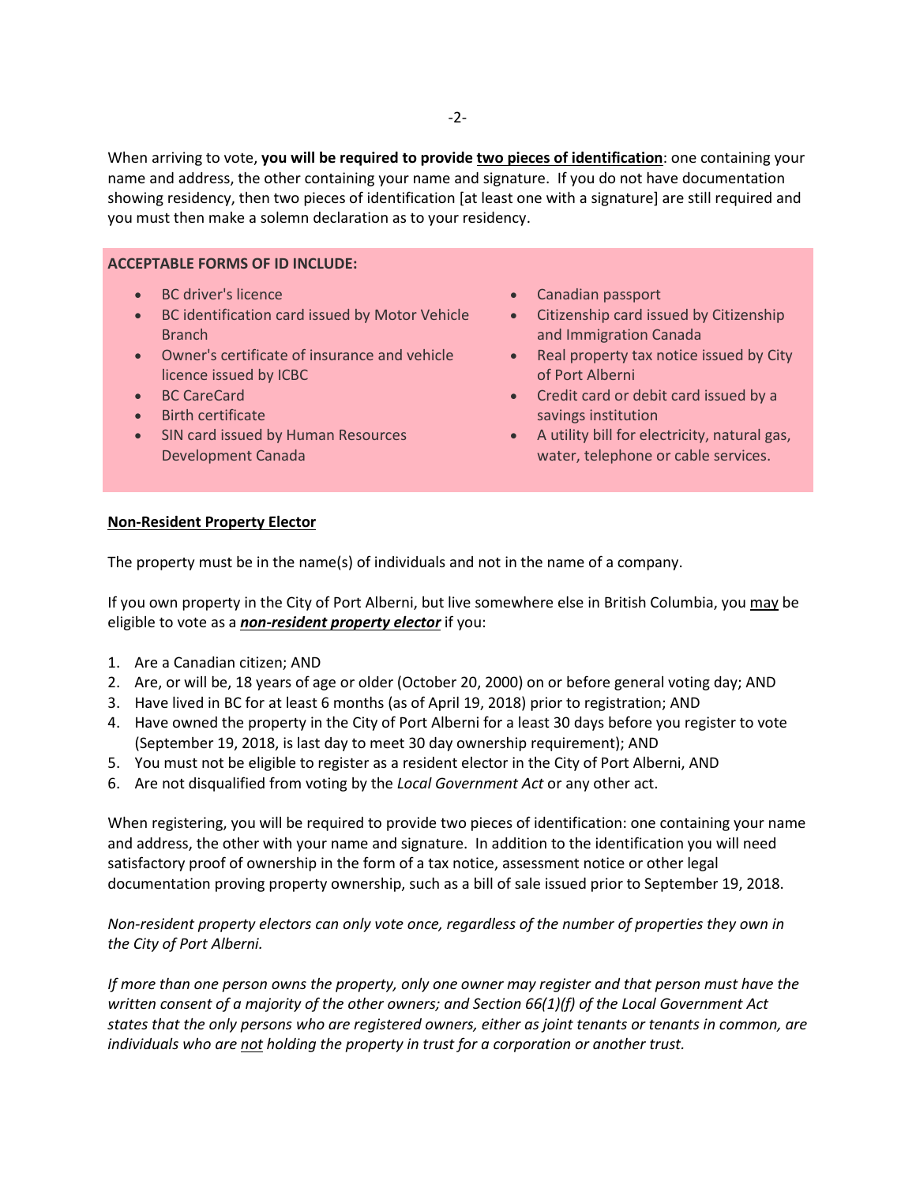When arriving to vote, **you will be required to provide <u>two pieces of identification</u>**: one containing your name and address, the other containing your name and signature. If you do not have documentation showing residency, then two pieces of identification [at least one with a signature] are still required and you must then make a solemn declaration as to your residency.

**ACCEPTABLE FORMS OF ID INCLUDE:**

- BC driver's licence
- BC identification card issued by Motor Vehicle Branch
- Owner's certificate of insurance and vehicle licence issued by ICBC
- BC CareCard
- Birth certificate
- SIN card issued by Human Resources Development Canada
- Canadian passport
- Citizenship card issued by Citizenship and Immigration Canada
- Real property tax notice issued by City of Port Alberni
- Credit card or debit card issued by a savings institution
- A utility bill for electricity, natural gas, water, telephone or cable services.

**<u>Non-Resident Property Elector</u>**

The property must be in the name(s) of individuals and not in the name of a company.

If you own property in the City of Port Alberni, but live somewhere else in British Columbia, you <u>may</u> be eligible to vote as a ***<u>non-resident property elector</u>*** if you:

1. Are a Canadian citizen; AND
2. Are, or will be, 18 years of age or older (October 20, 2000) on or before general voting day; AND
3. Have lived in BC for at least 6 months (as of April 19, 2018) prior to registration; AND
4. Have owned the property in the City of Port Alberni for a least 30 days before you register to vote (September 19, 2018, is last day to meet 30 day ownership requirement); AND
5. You must not be eligible to register as a resident elector in the City of Port Alberni, AND
6. Are not disqualified from voting by the *Local Government Act* or any other act.

When registering, you will be required to provide two pieces of identification: one containing your name and address, the other with your name and signature. In addition to the identification you will need satisfactory proof of ownership in the form of a tax notice, assessment notice or other legal documentation proving property ownership, such as a bill of sale issued prior to September 19, 2018.

*Non-resident property electors can only vote once, regardless of the number of properties they own in the City of Port Alberni.*

*If more than one person owns the property, only one owner may register and that person must have the written consent of a majority of the other owners; and Section 66(1)(f) of the Local Government Act states that the only persons who are registered owners, either as joint tenants or tenants in common, are individuals who are <u>not</u> holding the property in trust for a corporation or another trust.*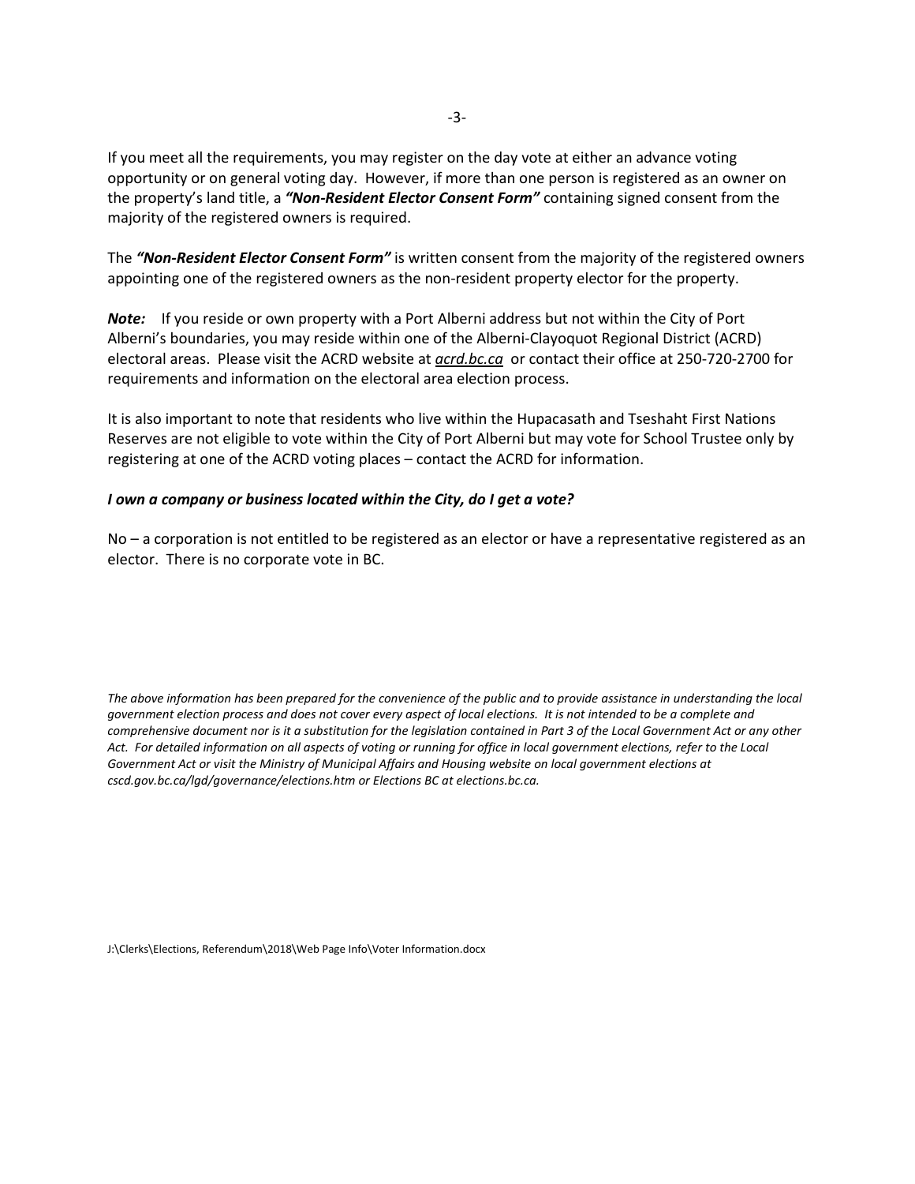If you meet all the requirements, you may register on the day vote at either an advance voting opportunity or on general voting day. However, if more than one person is registered as an owner on the property's land title, a ***"Non-Resident Elector Consent Form"*** containing signed consent from the majority of the registered owners is required.

The ***"Non-Resident Elector Consent Form"*** is written consent from the majority of the registered owners appointing one of the registered owners as the non-resident property elector for the property.

***Note:*** If you reside or own property with a Port Alberni address but not within the City of Port Alberni's boundaries, you may reside within one of the Alberni-Clayoquot Regional District (ACRD) electoral areas. Please visit the ACRD website at *acrd.bc.ca* or contact their office at 250-720-2700 for requirements and information on the electoral area election process.

It is also important to note that residents who live within the Hupacasath and Tseshaht First Nations Reserves are not eligible to vote within the City of Port Alberni but may vote for School Trustee only by registering at one of the ACRD voting places – contact the ACRD for information.

***I own a company or business located within the City, do I get a vote?***

No – a corporation is not entitled to be registered as an elector or have a representative registered as an elector. There is no corporate vote in BC.

*The above information has been prepared for the convenience of the public and to provide assistance in understanding the local government election process and does not cover every aspect of local elections. It is not intended to be a complete and comprehensive document nor is it a substitution for the legislation contained in Part 3 of the Local Government Act or any other Act. For detailed information on all aspects of voting or running for office in local government elections, refer to the Local Government Act or visit the Ministry of Municipal Affairs and Housing website on local government elections at cscd.gov.bc.ca/lgd/governance/elections.htm or Elections BC at elections.bc.ca.*

J:\Clerks\Elections, Referendum\2018\Web Page Info\Voter Information.docx